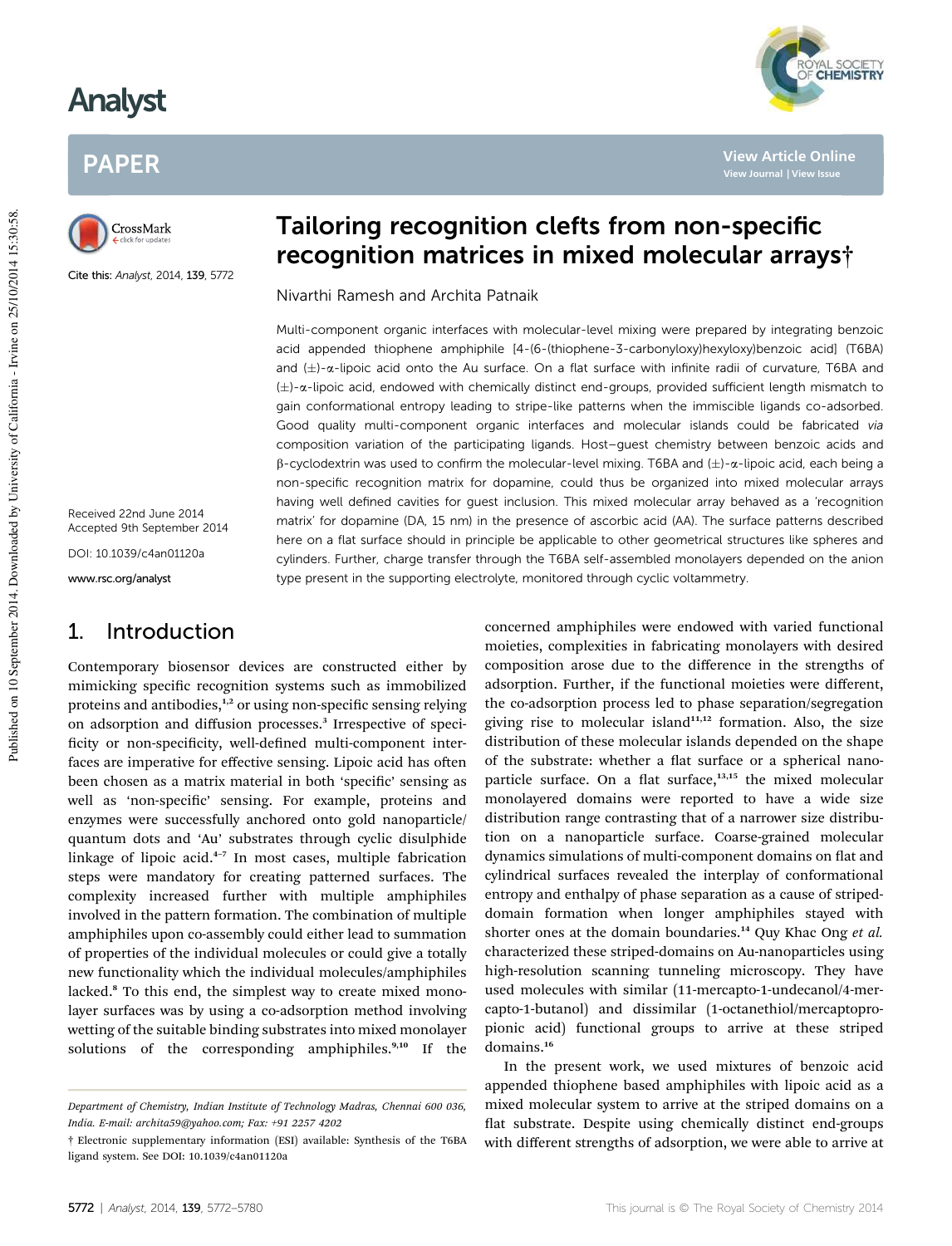# Tailoring recognition clefts from non-specific recognition matrices in mixed molecular arrays†

Nivarthi Ramesh and Archita Patnaik

Cite this: *Analyst*, 2014, **139**, 5772

Received 22nd June 2014
Accepted 9th September 2014

DOI: 10.1039/c4an01120a

www.rsc.org/analyst

Multi-component organic interfaces with molecular-level mixing were prepared by integrating benzoic acid appended thiophene amphiphile [4-(6-(thiophene-3-carbonyloxy)hexyloxy)benzoic acid] (T6BA) and (±)-α-lipoic acid onto the Au surface. On a flat surface with infinite radii of curvature, T6BA and (±)-α-lipoic acid, endowed with chemically distinct end-groups, provided sufficient length mismatch to gain conformational entropy leading to stripe-like patterns when the immiscible ligands co-adsorbed. Good quality multi-component organic interfaces and molecular islands could be fabricated *via* composition variation of the participating ligands. Host–guest chemistry between benzoic acids and β-cyclodextrin was used to confirm the molecular-level mixing. T6BA and (±)-α-lipoic acid, each being a non-specific recognition matrix for dopamine, could thus be organized into mixed molecular arrays having well defined cavities for guest inclusion. This mixed molecular array behaved as a 'recognition matrix' for dopamine (DA, 15 nm) in the presence of ascorbic acid (AA). The surface patterns described here on a flat surface should in principle be applicable to other geometrical structures like spheres and cylinders. Further, charge transfer through the T6BA self-assembled monolayers depended on the anion type present in the supporting electrolyte, monitored through cyclic voltammetry.

## 1. Introduction

Contemporary biosensor devices are constructed either by mimicking specific recognition systems such as immobilized proteins and antibodies,[1,2] or using non-specific sensing relying on adsorption and diffusion processes.[3] Irrespective of specificity or non-specificity, well-defined multi-component interfaces are imperative for effective sensing. Lipoic acid has often been chosen as a matrix material in both 'specific' sensing as well as 'non-specific' sensing. For example, proteins and enzymes were successfully anchored onto gold nanoparticle/quantum dots and 'Au' substrates through cyclic disulphide linkage of lipoic acid.[4–7] In most cases, multiple fabrication steps were mandatory for creating patterned surfaces. The complexity increased further with multiple amphiphiles involved in the pattern formation. The combination of multiple amphiphiles upon co-assembly could either lead to summation of properties of the individual molecules or could give a totally new functionality which the individual molecules/amphiphiles lacked.[8] To this end, the simplest way to create mixed monolayer surfaces was by using a co-adsorption method involving wetting of the suitable binding substrates into mixed monolayer solutions of the corresponding amphiphiles.[9,10] If the concerned amphiphiles were endowed with varied functional moieties, complexities in fabricating monolayers with desired composition arose due to the difference in the strengths of adsorption. Further, if the functional moieties were different, the co-adsorption process led to phase separation/segregation giving rise to molecular island[11,12] formation. Also, the size distribution of these molecular islands depended on the shape of the substrate: whether a flat surface or a spherical nanoparticle surface. On a flat surface,[13,15] the mixed molecular monolayered domains were reported to have a wide size distribution range contrasting that of a narrower size distribution on a nanoparticle surface. Coarse-grained molecular dynamics simulations of multi-component domains on flat and cylindrical surfaces revealed the interplay of conformational entropy and enthalpy of phase separation as a cause of striped-domain formation when longer amphiphiles stayed with shorter ones at the domain boundaries.[14] Quy Khac Ong *et al.* characterized these striped-domains on Au-nanoparticles using high-resolution scanning tunneling microscopy. They have used molecules with similar (11-mercapto-1-undecanol/4-mercapto-1-butanol) and dissimilar (1-octanethiol/mercaptopropionic acid) functional groups to arrive at these striped domains.[16]

In the present work, we used mixtures of benzoic acid appended thiophene based amphiphiles with lipoic acid as a mixed molecular system to arrive at the striped domains on a flat substrate. Despite using chemically distinct end-groups with different strengths of adsorption, we were able to arrive at

*Department of Chemistry, Indian Institute of Technology Madras, Chennai 600 036, India. E-mail: archita59@yahoo.com; Fax: +91 2257 4202*

† Electronic supplementary information (ESI) available: Synthesis of the T6BA ligand system. See DOI: 10.1039/c4an01120a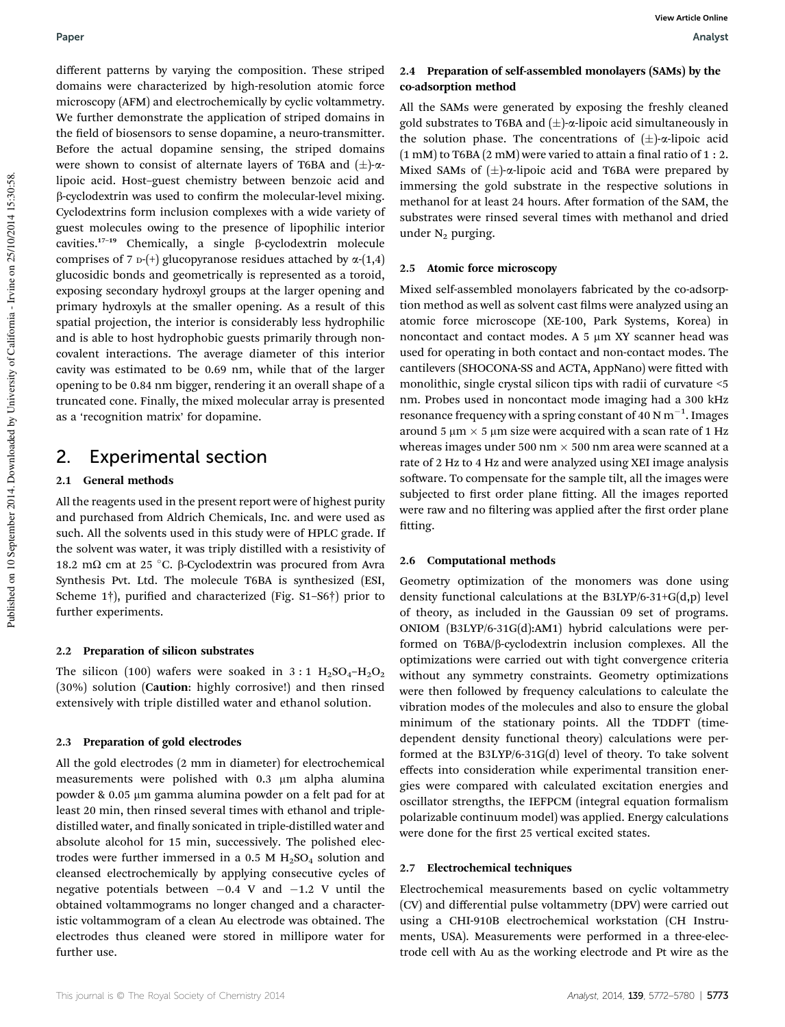different patterns by varying the composition. These striped domains were characterized by high-resolution atomic force microscopy (AFM) and electrochemically by cyclic voltammetry. We further demonstrate the application of striped domains in the field of biosensors to sense dopamine, a neuro-transmitter. Before the actual dopamine sensing, the striped domains were shown to consist of alternate layers of T6BA and (±)-α-lipoic acid. Host–guest chemistry between benzoic acid and β-cyclodextrin was used to confirm the molecular-level mixing. Cyclodextrins form inclusion complexes with a wide variety of guest molecules owing to the presence of lipophilic interior cavities.[17–19] Chemically, a single β-cyclodextrin molecule comprises of 7 D-(+) glucopyranose residues attached by α-(1,4) glucosidic bonds and geometrically is represented as a toroid, exposing secondary hydroxyl groups at the larger opening and primary hydroxyls at the smaller opening. As a result of this spatial projection, the interior is considerably less hydrophilic and is able to host hydrophobic guests primarily through non-covalent interactions. The average diameter of this interior cavity was estimated to be 0.69 nm, while that of the larger opening to be 0.84 nm bigger, rendering it an overall shape of a truncated cone. Finally, the mixed molecular array is presented as a 'recognition matrix' for dopamine.

## 2. Experimental section

### 2.1 General methods

All the reagents used in the present report were of highest purity and purchased from Aldrich Chemicals, Inc. and were used as such. All the solvents used in this study were of HPLC grade. If the solvent was water, it was triply distilled with a resistivity of 18.2 mΩ cm at 25 °C. β-Cyclodextrin was procured from Avra Synthesis Pvt. Ltd. The molecule T6BA is synthesized (ESI, Scheme 1†), purified and characterized (Fig. S1–S6†) prior to further experiments.

### 2.2 Preparation of silicon substrates

The silicon (100) wafers were soaked in 3 : 1 $H_2SO_4$–$H_2O_2$ (30%) solution (**Caution**: highly corrosive!) and then rinsed extensively with triple distilled water and ethanol solution.

### 2.3 Preparation of gold electrodes

All the gold electrodes (2 mm in diameter) for electrochemical measurements were polished with 0.3 μm alpha alumina powder & 0.05 μm gamma alumina powder on a felt pad for at least 20 min, then rinsed several times with ethanol and triple-distilled water, and finally sonicated in triple-distilled water and absolute alcohol for 15 min, successively. The polished electrodes were further immersed in a 0.5 M $H_2SO_4$ solution and cleansed electrochemically by applying consecutive cycles of negative potentials between −0.4 V and −1.2 V until the obtained voltammograms no longer changed and a characteristic voltammogram of a clean Au electrode was obtained. The electrodes thus cleaned were stored in millipore water for further use.

### 2.4 Preparation of self-assembled monolayers (SAMs) by the co-adsorption method

All the SAMs were generated by exposing the freshly cleaned gold substrates to T6BA and (±)-α-lipoic acid simultaneously in the solution phase. The concentrations of (±)-α-lipoic acid (1 mM) to T6BA (2 mM) were varied to attain a final ratio of 1 : 2. Mixed SAMs of (±)-α-lipoic acid and T6BA were prepared by immersing the gold substrate in the respective solutions in methanol for at least 24 hours. After formation of the SAM, the substrates were rinsed several times with methanol and dried under $N_2$ purging.

### 2.5 Atomic force microscopy

Mixed self-assembled monolayers fabricated by the co-adsorption method as well as solvent cast films were analyzed using an atomic force microscope (XE-100, Park Systems, Korea) in noncontact and contact modes. A 5 μm XY scanner head was used for operating in both contact and non-contact modes. The cantilevers (SHOCONA-SS and ACTA, AppNano) were fitted with monolithic, single crystal silicon tips with radii of curvature <5 nm. Probes used in noncontact mode imaging had a 300 kHz resonance frequency with a spring constant of 40 N $m^{-1}$. Images around 5 μm × 5 μm size were acquired with a scan rate of 1 Hz whereas images under 500 nm × 500 nm area were scanned at a rate of 2 Hz to 4 Hz and were analyzed using XEI image analysis software. To compensate for the sample tilt, all the images were subjected to first order plane fitting. All the images reported were raw and no filtering was applied after the first order plane fitting.

### 2.6 Computational methods

Geometry optimization of the monomers was done using density functional calculations at the B3LYP/6-31+G(d,p) level of theory, as included in the Gaussian 09 set of programs. ONIOM (B3LYP/6-31G(d):AM1) hybrid calculations were performed on T6BA/β-cyclodextrin inclusion complexes. All the optimizations were carried out with tight convergence criteria without any symmetry constraints. Geometry optimizations were then followed by frequency calculations to calculate the vibration modes of the molecules and also to ensure the global minimum of the stationary points. All the TDDFT (time-dependent density functional theory) calculations were performed at the B3LYP/6-31G(d) level of theory. To take solvent effects into consideration while experimental transition energies were compared with calculated excitation energies and oscillator strengths, the IEFPCM (integral equation formalism polarizable continuum model) was applied. Energy calculations were done for the first 25 vertical excited states.

### 2.7 Electrochemical techniques

Electrochemical measurements based on cyclic voltammetry (CV) and differential pulse voltammetry (DPV) were carried out using a CHI-910B electrochemical workstation (CH Instruments, USA). Measurements were performed in a three-electrode cell with Au as the working electrode and Pt wire as the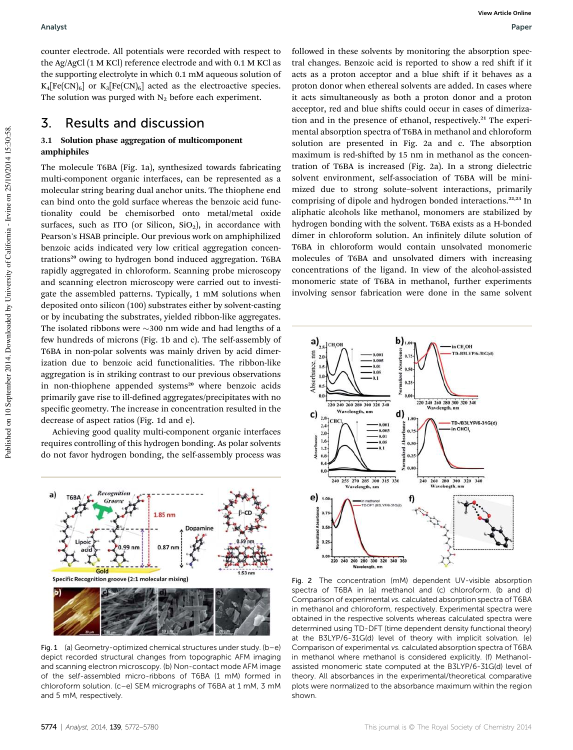counter electrode. All potentials were recorded with respect to the Ag/AgCl (1 M KCl) reference electrode and with 0.1 M KCl as the supporting electrolyte in which 0.1 mM aqueous solution of $K_4[Fe(CN)_6]$ or $K_3[Fe(CN)_6]$ acted as the electroactive species. The solution was purged with $N_2$ before each experiment.

## 3. Results and discussion

### 3.1 Solution phase aggregation of multicomponent amphiphiles

The molecule T6BA (Fig. 1a), synthesized towards fabricating multi-component organic interfaces, can be represented as a molecular string bearing dual anchor units. The thiophene end can bind onto the gold surface whereas the benzoic acid functionality could be chemisorbed onto metal/metal oxide surfaces, such as ITO (or Silicon, $SiO_2$), in accordance with Pearson's HSAB principle. Our previous work on amphiphilized benzoic acids indicated very low critical aggregation concentrations[20] owing to hydrogen bond induced aggregation. T6BA rapidly aggregated in chloroform. Scanning probe microscopy and scanning electron microscopy were carried out to investigate the assembled patterns. Typically, 1 mM solutions when deposited onto silicon (100) substrates either by solvent-casting or by incubating the substrates, yielded ribbon-like aggregates. The isolated ribbons were ~300 nm wide and had lengths of a few hundreds of microns (Fig. 1b and c). The self-assembly of T6BA in non-polar solvents was mainly driven by acid dimerization due to benzoic acid functionalities. The ribbon-like aggregation is in striking contrast to our previous observations in non-thiophene appended systems[20] where benzoic acids primarily gave rise to ill-defined aggregates/precipitates with no specific geometry. The increase in concentration resulted in the decrease of aspect ratios (Fig. 1d and e).

Achieving good quality multi-component organic interfaces requires controlling of this hydrogen bonding. As polar solvents do not favor hydrogen bonding, the self-assembly process was followed in these solvents by monitoring the absorption spectral changes. Benzoic acid is reported to show a red shift if it acts as a proton acceptor and a blue shift if it behaves as a proton donor when ethereal solvents are added. In cases where it acts simultaneously as both a proton donor and a proton acceptor, red and blue shifts could occur in cases of dimerization and in the presence of ethanol, respectively.[21] The experimental absorption spectra of T6BA in methanol and chloroform solution are presented in Fig. 2a and c. The absorption maximum is red-shifted by 15 nm in methanol as the concentration of T6BA is increased (Fig. 2a). In a strong dielectric solvent environment, self-association of T6BA will be minimized due to strong solute–solvent interactions, primarily comprising of dipole and hydrogen bonded interactions.[22,23] In aliphatic alcohols like methanol, monomers are stabilized by hydrogen bonding with the solvent. T6BA exists as a H-bonded dimer in chloroform solution. An infinitely dilute solution of T6BA in chloroform would contain unsolvated monomeric molecules of T6BA and unsolvated dimers with increasing concentrations of the ligand. In view of the alcohol-assisted monomeric state of T6BA in methanol, further experiments involving sensor fabrication were done in the same solvent

Fig. 1 (a) Geometry-optimized chemical structures under study. (b–e) depict recorded structural changes from topographic AFM imaging and scanning electron microscopy. (b) Non-contact mode AFM image of the self-assembled micro-ribbons of T6BA (1 mM) formed in chloroform solution. (c–e) SEM micrographs of T6BA at 1 mM, 3 mM and 5 mM, respectively.

Fig. 2 The concentration (mM) dependent UV-visible absorption spectra of T6BA in (a) methanol and (c) chloroform. (b and d) Comparison of experimental *vs.* calculated absorption spectra of T6BA in methanol and chloroform, respectively. Experimental spectra were obtained in the respective solvents whereas calculated spectra were determined using TD-DFT (time dependent density functional theory) at the B3LYP/6-31G(d) level of theory with implicit solvation. (e) Comparison of experimental *vs.* calculated absorption spectra of T6BA in methanol where methanol is considered explicitly. (f) Methanol-assisted monomeric state computed at the B3LYP/6-31G(d) level of theory. All absorbances in the experimental/theoretical comparative plots were normalized to the absorbance maximum within the region shown.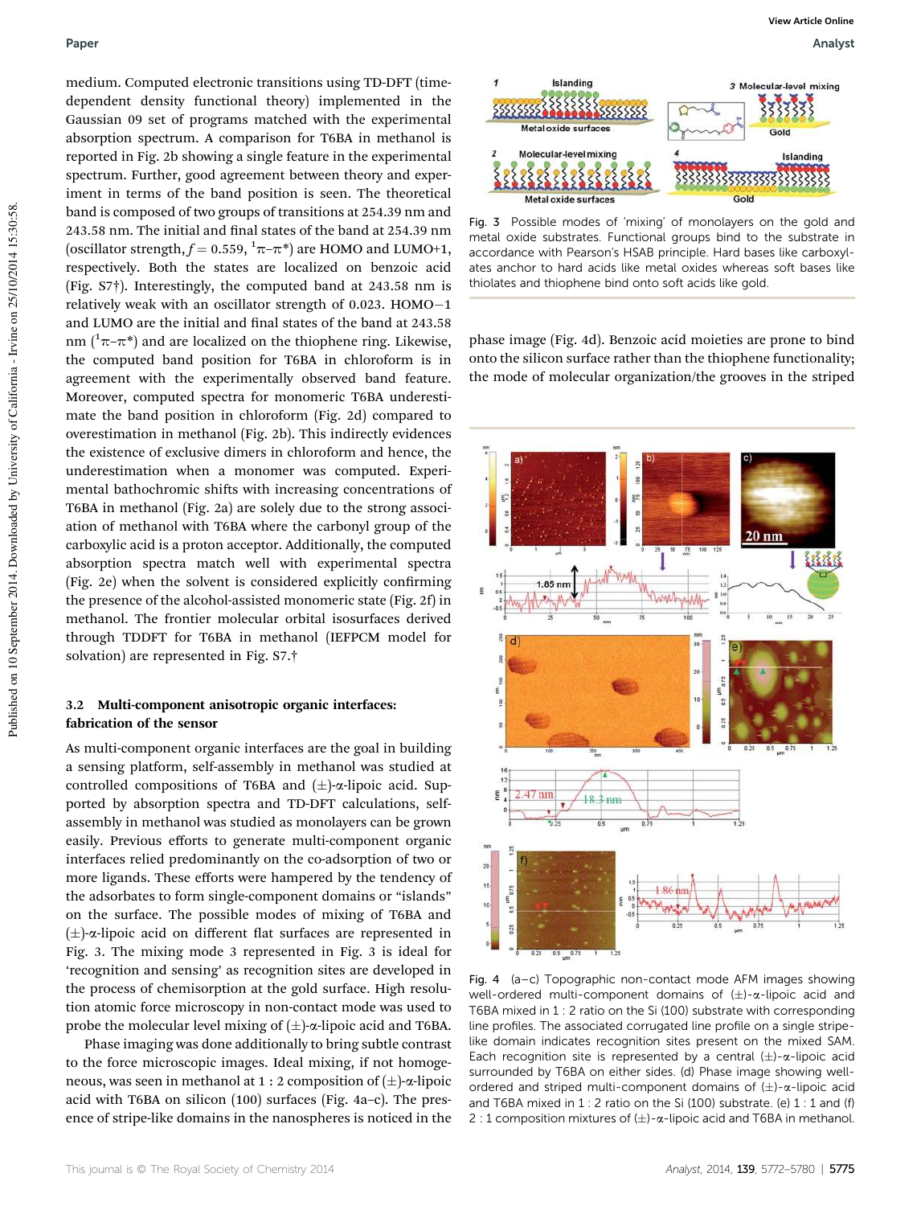medium. Computed electronic transitions using TD-DFT (time-dependent density functional theory) implemented in the Gaussian 09 set of programs matched with the experimental absorption spectrum. A comparison for T6BA in methanol is reported in Fig. 2b showing a single feature in the experimental spectrum. Further, good agreement between theory and experiment in terms of the band position is seen. The theoretical band is composed of two groups of transitions at 254.39 nm and 243.58 nm. The initial and final states of the band at 254.39 nm (oscillator strength, $f = 0.559$, $^1\pi$–$\pi^*$) are HOMO and LUMO+1, respectively. Both the states are localized on benzoic acid (Fig. S7†). Interestingly, the computed band at 243.58 nm is relatively weak with an oscillator strength of 0.023. HOMO−1 and LUMO are the initial and final states of the band at 243.58 nm ($^1\pi$–$\pi^*$) and are localized on the thiophene ring. Likewise, the computed band position for T6BA in chloroform is in agreement with the experimentally observed band feature. Moreover, computed spectra for monomeric T6BA underestimate the band position in chloroform (Fig. 2d) compared to overestimation in methanol (Fig. 2b). This indirectly evidences the existence of exclusive dimers in chloroform and hence, the underestimation when a monomer was computed. Experimental bathochromic shifts with increasing concentrations of T6BA in methanol (Fig. 2a) are solely due to the strong association of methanol with T6BA where the carbonyl group of the carboxylic acid is a proton acceptor. Additionally, the computed absorption spectra match well with experimental spectra (Fig. 2e) when the solvent is considered explicitly confirming the presence of the alcohol-assisted monomeric state (Fig. 2f) in methanol. The frontier molecular orbital isosurfaces derived through TDDFT for T6BA in methanol (IEFPCM model for solvation) are represented in Fig. S7.†

### 3.2 Multi-component anisotropic organic interfaces: fabrication of the sensor

As multi-component organic interfaces are the goal in building a sensing platform, self-assembly in methanol was studied at controlled compositions of T6BA and (±)-α-lipoic acid. Supported by absorption spectra and TD-DFT calculations, self-assembly in methanol was studied as monolayers can be grown easily. Previous efforts to generate multi-component organic interfaces relied predominantly on the co-adsorption of two or more ligands. These efforts were hampered by the tendency of the adsorbates to form single-component domains or "islands" on the surface. The possible modes of mixing of T6BA and (±)-α-lipoic acid on different flat surfaces are represented in Fig. 3. The mixing mode 3 represented in Fig. 3 is ideal for 'recognition and sensing' as recognition sites are developed in the process of chemisorption at the gold surface. High resolution atomic force microscopy in non-contact mode was used to probe the molecular level mixing of (±)-α-lipoic acid and T6BA.

Phase imaging was done additionally to bring subtle contrast to the force microscopic images. Ideal mixing, if not homogeneous, was seen in methanol at 1 : 2 composition of (±)-α-lipoic acid with T6BA on silicon (100) surfaces (Fig. 4a–c). The presence of stripe-like domains in the nanospheres is noticed in the phase image (Fig. 4d). Benzoic acid moieties are prone to bind onto the silicon surface rather than the thiophene functionality; the mode of molecular organization/the grooves in the striped

Fig. 3 Possible modes of 'mixing' of monolayers on the gold and metal oxide substrates. Functional groups bind to the substrate in accordance with Pearson's HSAB principle. Hard bases like carboxylates anchor to hard acids like metal oxides whereas soft bases like thiolates and thiophene bind onto soft acids like gold.

Fig. 4 (a–c) Topographic non-contact mode AFM images showing well-ordered multi-component domains of (±)-α-lipoic acid and T6BA mixed in 1 : 2 ratio on the Si (100) substrate with corresponding line profiles. The associated corrugated line profile on a single stripe-like domain indicates recognition sites present on the mixed SAM. Each recognition site is represented by a central (±)-α-lipoic acid surrounded by T6BA on either sides. (d) Phase image showing well-ordered and striped multi-component domains of (±)-α-lipoic acid and T6BA mixed in 1 : 2 ratio on the Si (100) substrate. (e) 1 : 1 and (f) 2 : 1 composition mixtures of (±)-α-lipoic acid and T6BA in methanol.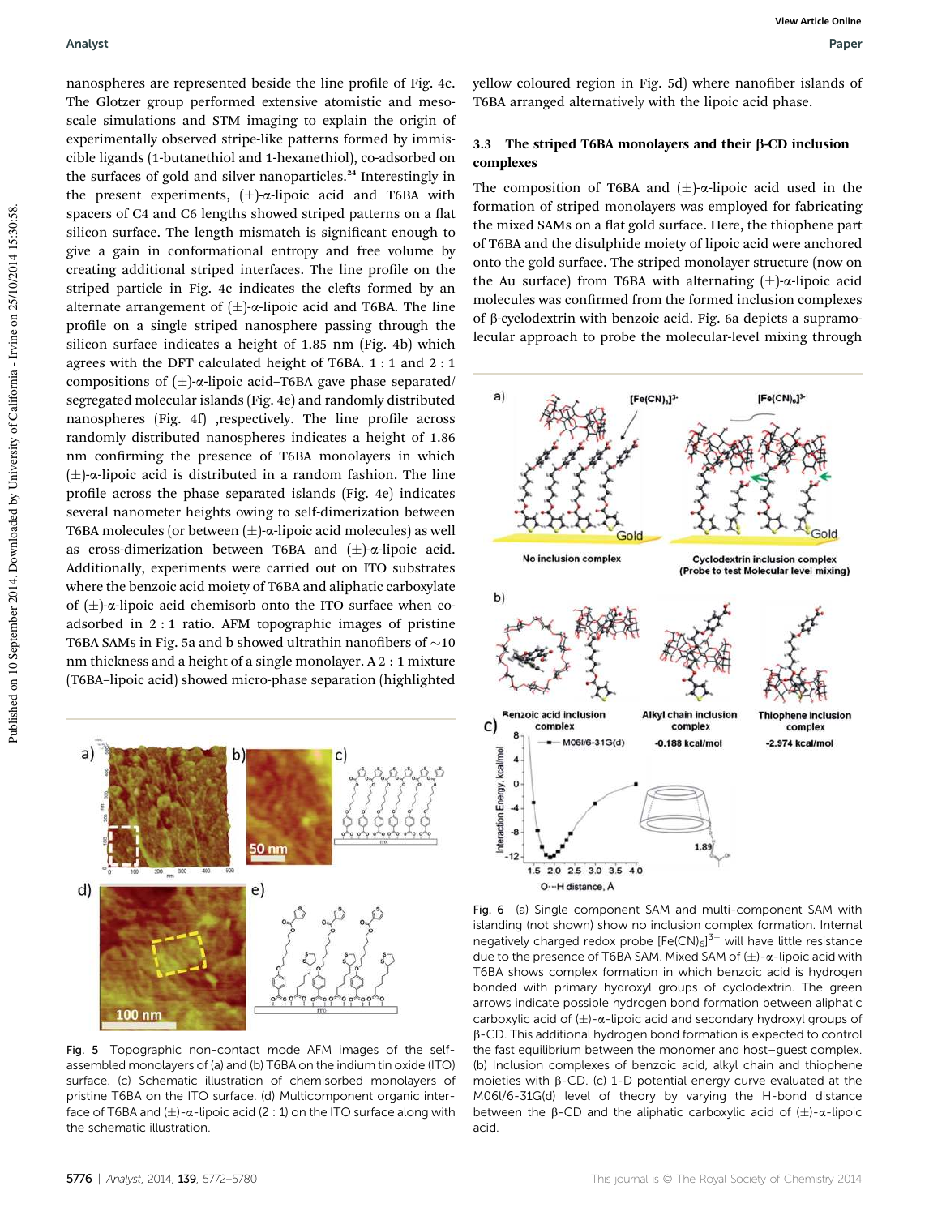nanospheres are represented beside the line profile of Fig. 4c. The Glotzer group performed extensive atomistic and mesoscale simulations and STM imaging to explain the origin of experimentally observed stripe-like patterns formed by immiscible ligands (1-butanethiol and 1-hexanethiol), co-adsorbed on the surfaces of gold and silver nanoparticles.[24] Interestingly in the present experiments, (±)-α-lipoic acid and T6BA with spacers of C4 and C6 lengths showed striped patterns on a flat silicon surface. The length mismatch is significant enough to give a gain in conformational entropy and free volume by creating additional striped interfaces. The line profile on the striped particle in Fig. 4c indicates the clefts formed by an alternate arrangement of (±)-α-lipoic acid and T6BA. The line profile on a single striped nanosphere passing through the silicon surface indicates a height of 1.85 nm (Fig. 4b) which agrees with the DFT calculated height of T6BA. 1 : 1 and 2 : 1 compositions of (±)-α-lipoic acid–T6BA gave phase separated/segregated molecular islands (Fig. 4e) and randomly distributed nanospheres (Fig. 4f) ,respectively. The line profile across randomly distributed nanospheres indicates a height of 1.86 nm confirming the presence of T6BA monolayers in which (±)-α-lipoic acid is distributed in a random fashion. The line profile across the phase separated islands (Fig. 4e) indicates several nanometer heights owing to self-dimerization between T6BA molecules (or between (±)-α-lipoic acid molecules) as well as cross-dimerization between T6BA and (±)-α-lipoic acid. Additionally, experiments were carried out on ITO substrates where the benzoic acid moiety of T6BA and aliphatic carboxylate of (±)-α-lipoic acid chemisorb onto the ITO surface when co-adsorbed in 2 : 1 ratio. AFM topographic images of pristine T6BA SAMs in Fig. 5a and b showed ultrathin nanofibers of ~10 nm thickness and a height of a single monolayer. A 2 : 1 mixture (T6BA–lipoic acid) showed micro-phase separation (highlighted yellow coloured region in Fig. 5d) where nanofiber islands of T6BA arranged alternatively with the lipoic acid phase.

Fig. 5 Topographic non-contact mode AFM images of the self-assembled monolayers of (a) and (b) T6BA on the indium tin oxide (ITO) surface. (c) Schematic illustration of chemisorbed monolayers of pristine T6BA on the ITO surface. (d) Multicomponent organic interface of T6BA and (±)-α-lipoic acid (2 : 1) on the ITO surface along with the schematic illustration.

### 3.3 The striped T6BA monolayers and their β-CD inclusion complexes

The composition of T6BA and (±)-α-lipoic acid used in the formation of striped monolayers was employed for fabricating the mixed SAMs on a flat gold surface. Here, the thiophene part of T6BA and the disulphide moiety of lipoic acid were anchored onto the gold surface. The striped monolayer structure (now on the Au surface) from T6BA with alternating (±)-α-lipoic acid molecules was confirmed from the formed inclusion complexes of β-cyclodextrin with benzoic acid. Fig. 6a depicts a supramolecular approach to probe the molecular-level mixing through

Fig. 6 (a) Single component SAM and multi-component SAM with islanding (not shown) show no inclusion complex formation. Internal negatively charged redox probe $[Fe(CN)_6]^{3-}$ will have little resistance due to the presence of T6BA SAM. Mixed SAM of (±)-α-lipoic acid with T6BA shows complex formation in which benzoic acid is hydrogen bonded with primary hydroxyl groups of cyclodextrin. The green arrows indicate possible hydrogen bond formation between aliphatic carboxylic acid of (±)-α-lipoic acid and secondary hydroxyl groups of β-CD. This additional hydrogen bond formation is expected to control the fast equilibrium between the monomer and host–guest complex. (b) Inclusion complexes of benzoic acid, alkyl chain and thiophene moieties with β-CD. (c) 1-D potential energy curve evaluated at the M06l/6-31G(d) level of theory by varying the H-bond distance between the β-CD and the aliphatic carboxylic acid of (±)-α-lipoic acid.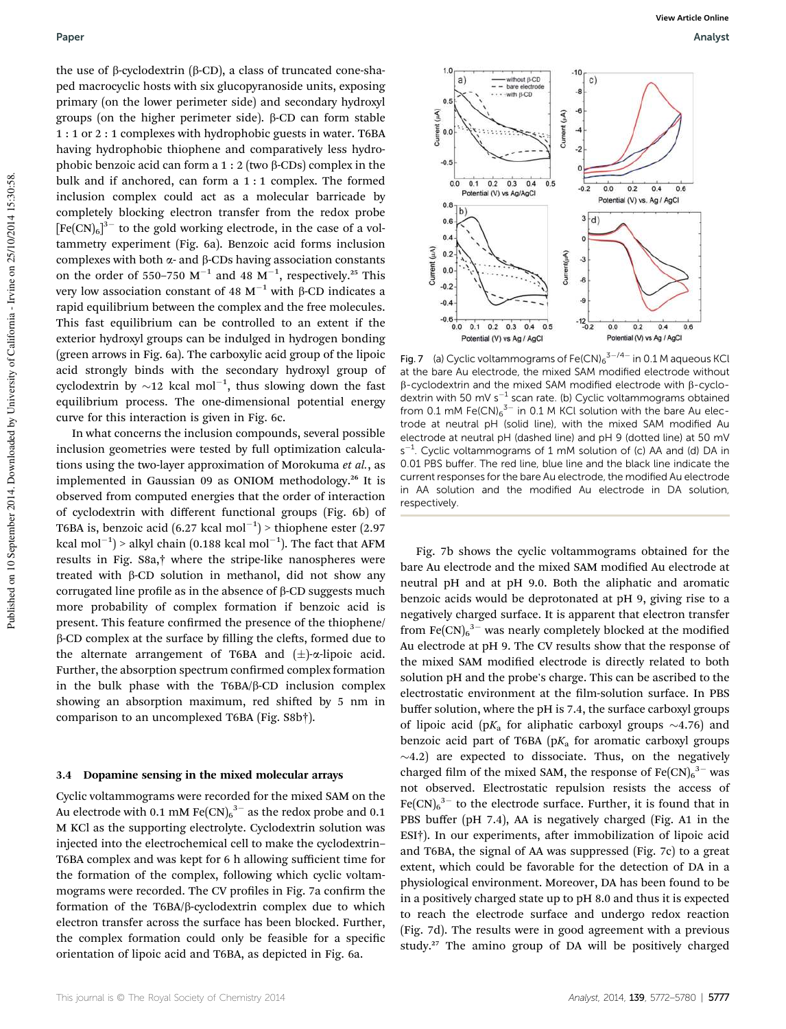the use of β-cyclodextrin (β-CD), a class of truncated cone-shaped macrocyclic hosts with six glucopyranoside units, exposing primary (on the lower perimeter side) and secondary hydroxyl groups (on the higher perimeter side). β-CD can form stable 1 : 1 or 2 : 1 complexes with hydrophobic guests in water. T6BA having hydrophobic thiophene and comparatively less hydrophobic benzoic acid can form a 1 : 2 (two β-CDs) complex in the bulk and if anchored, can form a 1 : 1 complex. The formed inclusion complex could act as a molecular barricade by completely blocking electron transfer from the redox probe $[Fe(CN)_6]^{3-}$ to the gold working electrode, in the case of a voltammetry experiment (Fig. 6a). Benzoic acid forms inclusion complexes with both α- and β-CDs having association constants on the order of 550–750 $M^{-1}$ and 48 $M^{-1}$, respectively.[25] This very low association constant of 48 $M^{-1}$ with β-CD indicates a rapid equilibrium between the complex and the free molecules. This fast equilibrium can be controlled to an extent if the exterior hydroxyl groups can be indulged in hydrogen bonding (green arrows in Fig. 6a). The carboxylic acid group of the lipoic acid strongly binds with the secondary hydroxyl group of cyclodextrin by ~12 kcal $mol^{-1}$, thus slowing down the fast equilibrium process. The one-dimensional potential energy curve for this interaction is given in Fig. 6c.

In what concerns the inclusion compounds, several possible inclusion geometries were tested by full optimization calculations using the two-layer approximation of Morokuma *et al.*, as implemented in Gaussian 09 as ONIOM methodology.[26] It is observed from computed energies that the order of interaction of cyclodextrin with different functional groups (Fig. 6b) of T6BA is, benzoic acid (6.27 kcal $mol^{-1}$) > thiophene ester (2.97 kcal $mol^{-1}$) > alkyl chain (0.188 kcal $mol^{-1}$). The fact that AFM results in Fig. S8a,† where the stripe-like nanospheres were treated with β-CD solution in methanol, did not show any corrugated line profile as in the absence of β-CD suggests much more probability of complex formation if benzoic acid is present. This feature confirmed the presence of the thiophene/β-CD complex at the surface by filling the clefts, formed due to the alternate arrangement of T6BA and (±)-α-lipoic acid. Further, the absorption spectrum confirmed complex formation in the bulk phase with the T6BA/β-CD inclusion complex showing an absorption maximum, red shifted by 5 nm in comparison to an uncomplexed T6BA (Fig. S8b†).

### 3.4 Dopamine sensing in the mixed molecular arrays

Cyclic voltammograms were recorded for the mixed SAM on the Au electrode with 0.1 mM $Fe(CN)_6^{3-}$ as the redox probe and 0.1 M KCl as the supporting electrolyte. Cyclodextrin solution was injected into the electrochemical cell to make the cyclodextrin–T6BA complex and was kept for 6 h allowing sufficient time for the formation of the complex, following which cyclic voltammograms were recorded. The CV profiles in Fig. 7a confirm the formation of the T6BA/β-cyclodextrin complex due to which electron transfer across the surface has been blocked. Further, the complex formation could only be feasible for a specific orientation of lipoic acid and T6BA, as depicted in Fig. 6a.

Fig. 7 (a) Cyclic voltammograms of $Fe(CN)_6^{3-/4-}$ in 0.1 M aqueous KCl at the bare Au electrode, the mixed SAM modified electrode without β-cyclodextrin and the mixed SAM modified electrode with β-cyclodextrin with 50 mV $s^{-1}$ scan rate. (b) Cyclic voltammograms obtained from 0.1 mM $Fe(CN)_6^{3-}$ in 0.1 M KCl solution with the bare Au electrode at neutral pH (solid line), with the mixed SAM modified Au electrode at neutral pH (dashed line) and pH 9 (dotted line) at 50 mV $s^{-1}$. Cyclic voltammograms of 1 mM solution of (c) AA and (d) DA in 0.01 PBS buffer. The red line, blue line and the black line indicate the current responses for the bare Au electrode, the modified Au electrode in AA solution and the modified Au electrode in DA solution, respectively.

Fig. 7b shows the cyclic voltammograms obtained for the bare Au electrode and the mixed SAM modified Au electrode at neutral pH and at pH 9.0. Both the aliphatic and aromatic benzoic acids would be deprotonated at pH 9, giving rise to a negatively charged surface. It is apparent that electron transfer from $Fe(CN)_6^{3-}$ was nearly completely blocked at the modified Au electrode at pH 9. The CV results show that the response of the mixed SAM modified electrode is directly related to both solution pH and the probe's charge. This can be ascribed to the electrostatic environment at the film-solution surface. In PBS buffer solution, where the pH is 7.4, the surface carboxyl groups of lipoic acid ($pK_a$ for aliphatic carboxyl groups ~4.76) and benzoic acid part of T6BA ($pK_a$ for aromatic carboxyl groups ~4.2) are expected to dissociate. Thus, on the negatively charged film of the mixed SAM, the response of $Fe(CN)_6^{3-}$ was not observed. Electrostatic repulsion resists the access of $Fe(CN)_6^{3-}$ to the electrode surface. Further, it is found that in PBS buffer (pH 7.4), AA is negatively charged (Fig. A1 in the ESI†). In our experiments, after immobilization of lipoic acid and T6BA, the signal of AA was suppressed (Fig. 7c) to a great extent, which could be favorable for the detection of DA in a physiological environment. Moreover, DA has been found to be in a positively charged state up to pH 8.0 and thus it is expected to reach the electrode surface and undergo redox reaction (Fig. 7d). The results were in good agreement with a previous study.[27] The amino group of DA will be positively charged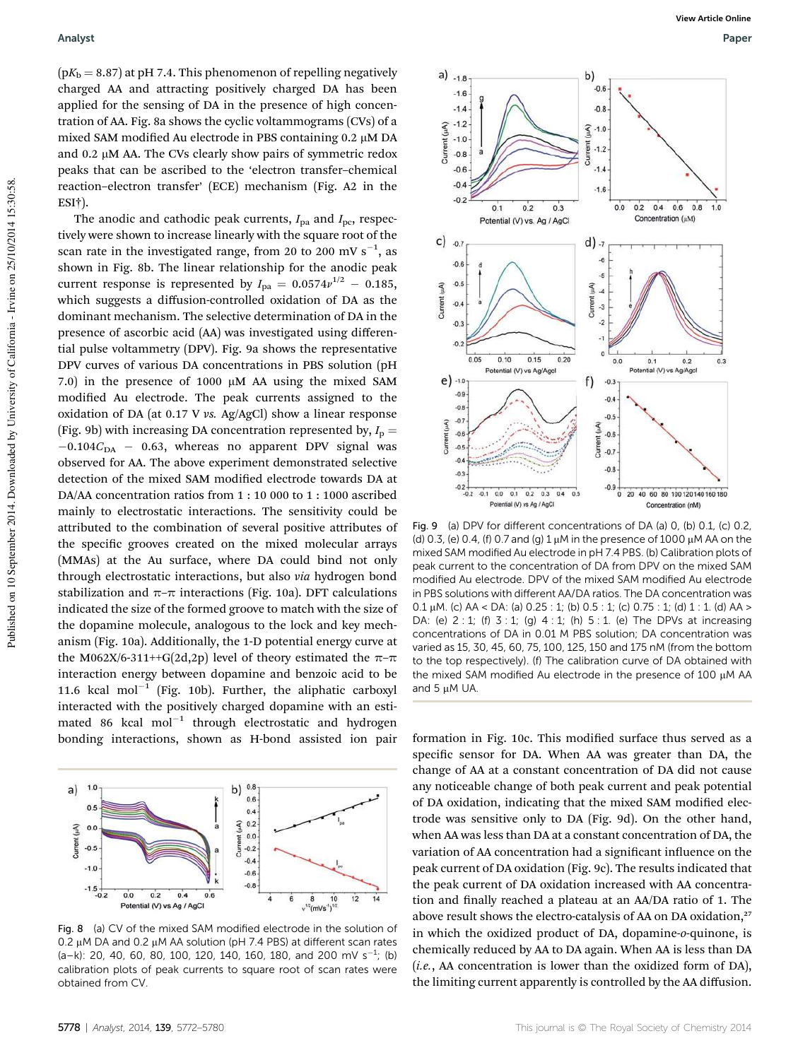($pK_b = 8.87$) at pH 7.4. This phenomenon of repelling negatively charged AA and attracting positively charged DA has been applied for the sensing of DA in the presence of high concentration of AA. Fig. 8a shows the cyclic voltammograms (CVs) of a mixed SAM modified Au electrode in PBS containing 0.2 μM DA and 0.2 μM AA. The CVs clearly show pairs of symmetric redox peaks that can be ascribed to the 'electron transfer–chemical reaction–electron transfer' (ECE) mechanism (Fig. A2 in the ESI†).

The anodic and cathodic peak currents, $I_{pa}$ and $I_{pc}$, respectively were shown to increase linearly with the square root of the scan rate in the investigated range, from 20 to 200 mV s$^{-1}$, as shown in Fig. 8b. The linear relationship for the anodic peak current response is represented by $I_{pa} = 0.0574\nu^{1/2} - 0.185$, which suggests a diffusion-controlled oxidation of DA as the dominant mechanism. The selective determination of DA in the presence of ascorbic acid (AA) was investigated using differential pulse voltammetry (DPV). Fig. 9a shows the representative DPV curves of various DA concentrations in PBS solution (pH 7.0) in the presence of 1000 μM AA using the mixed SAM modified Au electrode. The peak currents assigned to the oxidation of DA (at 0.17 V *vs.* Ag/AgCl) show a linear response (Fig. 9b) with increasing DA concentration represented by, $I_p = -0.104C_{DA} - 0.63$, whereas no apparent DPV signal was observed for AA. The above experiment demonstrated selective detection of the mixed SAM modified electrode towards DA at DA/AA concentration ratios from 1 : 10 000 to 1 : 1000 ascribed mainly to electrostatic interactions. The sensitivity could be attributed to the combination of several positive attributes of the specific grooves created on the mixed molecular arrays (MMAs) at the Au surface, where DA could bind not only through electrostatic interactions, but also *via* hydrogen bond stabilization and π–π interactions (Fig. 10a). DFT calculations indicated the size of the formed groove to match with the size of the dopamine molecule, analogous to the lock and key mechanism (Fig. 10a). Additionally, the 1-D potential energy curve at the M062X/6-311++G(2d,2p) level of theory estimated the π–π interaction energy between dopamine and benzoic acid to be 11.6 kcal mol$^{-1}$ (Fig. 10b). Further, the aliphatic carboxyl interacted with the positively charged dopamine with an estimated 86 kcal mol$^{-1}$ through electrostatic and hydrogen bonding interactions, shown as H-bond assisted ion pair formation in Fig. 10c. This modified surface thus served as a specific sensor for DA. When AA was greater than DA, the change of AA at a constant concentration of DA did not cause any noticeable change of both peak current and peak potential of DA oxidation, indicating that the mixed SAM modified electrode was sensitive only to DA (Fig. 9d). On the other hand, when AA was less than DA at a constant concentration of DA, the variation of AA concentration had a significant influence on the peak current of DA oxidation (Fig. 9c). The results indicated that the peak current of DA oxidation increased with AA concentration and finally reached a plateau at an AA/DA ratio of 1. The above result shows the electro-catalysis of AA on DA oxidation,[27] in which the oxidized product of DA, dopamine-*o*-quinone, is chemically reduced by AA to DA again. When AA is less than DA (*i.e.*, AA concentration is lower than the oxidized form of DA), the limiting current apparently is controlled by the AA diffusion.

Fig. 8 (a) CV of the mixed SAM modified electrode in the solution of 0.2 μM DA and 0.2 μM AA solution (pH 7.4 PBS) at different scan rates (a–k): 20, 40, 60, 80, 100, 120, 140, 160, 180, and 200 mV s$^{-1}$; (b) calibration plots of peak currents to square root of scan rates were obtained from CV.

Fig. 9 (a) DPV for different concentrations of DA (a) 0, (b) 0.1, (c) 0.2, (d) 0.3, (e) 0.4, (f) 0.7 and (g) 1 μM in the presence of 1000 μM AA on the mixed SAM modified Au electrode in pH 7.4 PBS. (b) Calibration plots of peak current to the concentration of DA from DPV on the mixed SAM modified Au electrode. DPV of the mixed SAM modified Au electrode in PBS solutions with different AA/DA ratios. The DA concentration was 0.1 μM. (c) AA < DA: (a) 0.25 : 1; (b) 0.5 : 1; (c) 0.75 : 1; (d) 1 : 1. (d) AA > DA: (e) 2 : 1; (f) 3 : 1; (g) 4 : 1; (h) 5 : 1. (e) The DPVs at increasing concentrations of DA in 0.01 M PBS solution; DA concentration was varied as 15, 30, 45, 60, 75, 100, 125, 150 and 175 nM (from the bottom to the top respectively). (f) The calibration curve of DA obtained with the mixed SAM modified Au electrode in the presence of 100 μM AA and 5 μM UA.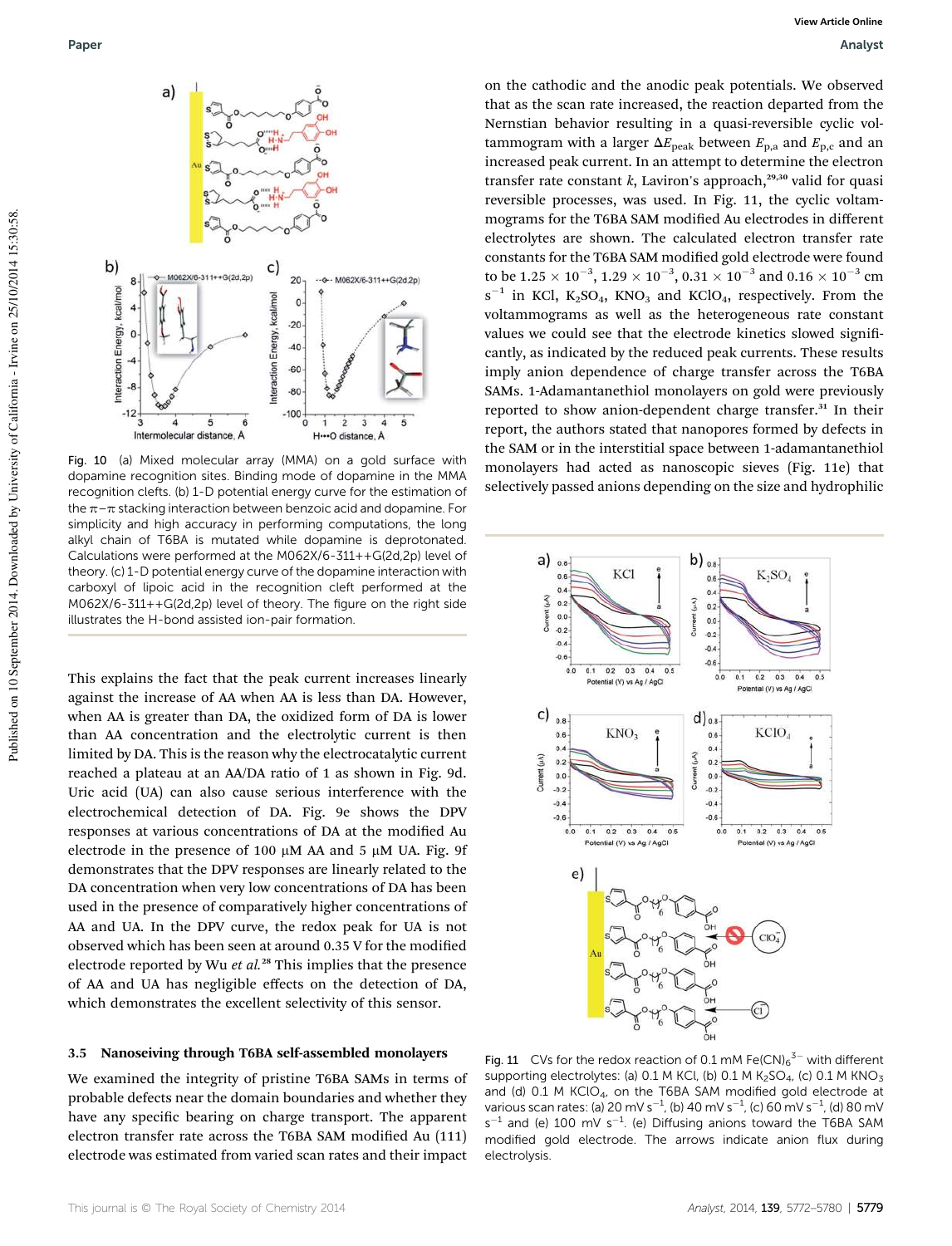Fig. 10 (a) Mixed molecular array (MMA) on a gold surface with dopamine recognition sites. Binding mode of dopamine in the MMA recognition clefts. (b) 1-D potential energy curve for the estimation of the $\pi$–$\pi$ stacking interaction between benzoic acid and dopamine. For simplicity and high accuracy in performing computations, the long alkyl chain of T6BA is mutated while dopamine is deprotonated. Calculations were performed at the M062X/6-311++G(2d,2p) level of theory. (c) 1-D potential energy curve of the dopamine interaction with carboxyl of lipoic acid in the recognition cleft performed at the M062X/6-311++G(2d,2p) level of theory. The figure on the right side illustrates the H-bond assisted ion-pair formation.

This explains the fact that the peak current increases linearly against the increase of AA when AA is less than DA. However, when AA is greater than DA, the oxidized form of DA is lower than AA concentration and the electrolytic current is then limited by DA. This is the reason why the electrocatalytic current reached a plateau at an AA/DA ratio of 1 as shown in Fig. 9d. Uric acid (UA) can also cause serious interference with the electrochemical detection of DA. Fig. 9e shows the DPV responses at various concentrations of DA at the modified Au electrode in the presence of 100 μM AA and 5 μM UA. Fig. 9f demonstrates that the DPV responses are linearly related to the DA concentration when very low concentrations of DA has been used in the presence of comparatively higher concentrations of AA and UA. In the DPV curve, the redox peak for UA is not observed which has been seen at around 0.35 V for the modified electrode reported by Wu *et al.*[28] This implies that the presence of AA and UA has negligible effects on the detection of DA, which demonstrates the excellent selectivity of this sensor.

### 3.5 Nanoseiving through T6BA self-assembled monolayers

We examined the integrity of pristine T6BA SAMs in terms of probable defects near the domain boundaries and whether they have any specific bearing on charge transport. The apparent electron transfer rate across the T6BA SAM modified Au (111) electrode was estimated from varied scan rates and their impact on the cathodic and the anodic peak potentials. We observed that as the scan rate increased, the reaction departed from the Nernstian behavior resulting in a quasi-reversible cyclic voltammogram with a larger $\Delta E_{peak}$ between $E_{p,a}$ and $E_{p,c}$ and an increased peak current. In an attempt to determine the electron transfer rate constant $k$, Laviron's approach,[29,30] valid for quasi reversible processes, was used. In Fig. 11, the cyclic voltammograms for the T6BA SAM modified Au electrodes in different electrolytes are shown. The calculated electron transfer rate constants for the T6BA SAM modified gold electrode were found to be $1.25 \times 10^{-3}$, $1.29 \times 10^{-3}$, $0.31 \times 10^{-3}$ and $0.16 \times 10^{-3}$ cm s$^{-1}$ in KCl, $K_2SO_4$, $KNO_3$ and $KClO_4$, respectively. From the voltammograms as well as the heterogeneous rate constant values we could see that the electrode kinetics slowed significantly, as indicated by the reduced peak currents. These results imply anion dependence of charge transfer across the T6BA SAMs. 1-Adamantanethiol monolayers on gold were previously reported to show anion-dependent charge transfer.[31] In their report, the authors stated that nanopores formed by defects in the SAM or in the interstitial space between 1-adamantanethiol monolayers had acted as nanoscopic sieves (Fig. 11e) that selectively passed anions depending on the size and hydrophilic

Fig. 11 CVs for the redox reaction of 0.1 mM $Fe(CN)_6^{3-}$ with different supporting electrolytes: (a) 0.1 M KCl, (b) 0.1 M $K_2SO_4$, (c) 0.1 M $KNO_3$ and (d) 0.1 M $KClO_4$, on the T6BA SAM modified gold electrode at various scan rates: (a) 20 mV s$^{-1}$, (b) 40 mV s$^{-1}$, (c) 60 mV s$^{-1}$, (d) 80 mV s$^{-1}$ and (e) 100 mV s$^{-1}$. (e) Diffusing anions toward the T6BA SAM modified gold electrode. The arrows indicate anion flux during electrolysis.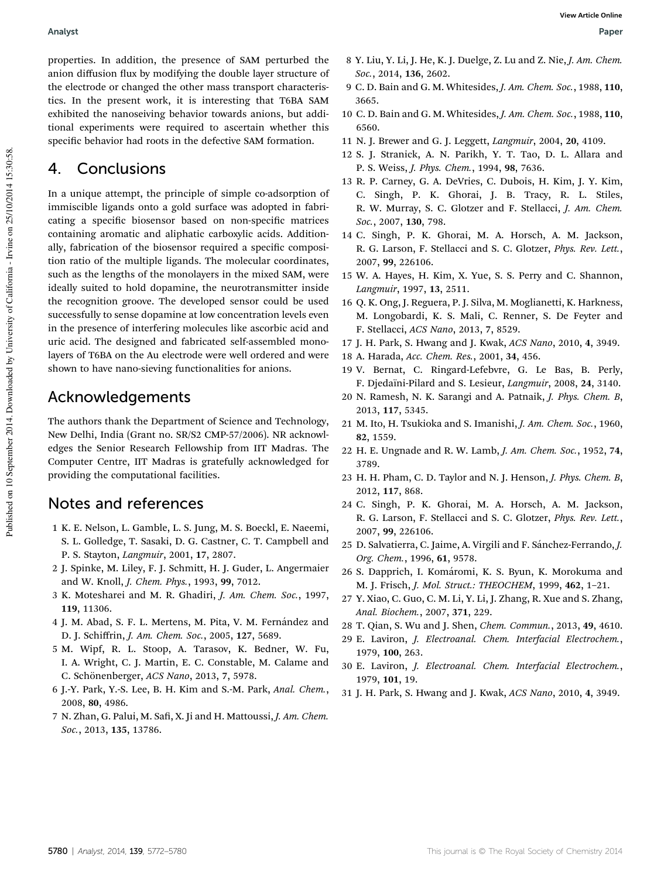properties. In addition, the presence of SAM perturbed the anion diffusion flux by modifying the double layer structure of the electrode or changed the other mass transport characteristics. In the present work, it is interesting that T6BA SAM exhibited the nanoseiving behavior towards anions, but additional experiments were required to ascertain whether this specific behavior had roots in the defective SAM formation.

## 4. Conclusions

In a unique attempt, the principle of simple co-adsorption of immiscible ligands onto a gold surface was adopted in fabricating a specific biosensor based on non-specific matrices containing aromatic and aliphatic carboxylic acids. Additionally, fabrication of the biosensor required a specific composition ratio of the multiple ligands. The molecular coordinates, such as the lengths of the monolayers in the mixed SAM, were ideally suited to hold dopamine, the neurotransmitter inside the recognition groove. The developed sensor could be used successfully to sense dopamine at low concentration levels even in the presence of interfering molecules like ascorbic acid and uric acid. The designed and fabricated self-assembled monolayers of T6BA on the Au electrode were well ordered and were shown to have nano-sieving functionalities for anions.

## Acknowledgements

The authors thank the Department of Science and Technology, New Delhi, India (Grant no. SR/S2 CMP-57/2006). NR acknowledges the Senior Research Fellowship from IIT Madras. The Computer Centre, IIT Madras is gratefully acknowledged for providing the computational facilities.

## Notes and references

1. K. E. Nelson, L. Gamble, L. S. Jung, M. S. Boeckl, E. Naeemi, S. L. Golledge, T. Sasaki, D. G. Castner, C. T. Campbell and P. S. Stayton, *Langmuir*, 2001, **17**, 2807.
2. J. Spinke, M. Liley, F. J. Schmitt, H. J. Guder, L. Angermaier and W. Knoll, *J. Chem. Phys.*, 1993, **99**, 7012.
3. K. Motesharei and M. R. Ghadiri, *J. Am. Chem. Soc.*, 1997, **119**, 11306.
4. J. M. Abad, S. F. L. Mertens, M. Pita, V. M. Fernández and D. J. Schiffrin, *J. Am. Chem. Soc.*, 2005, **127**, 5689.
5. M. Wipf, R. L. Stoop, A. Tarasov, K. Bedner, W. Fu, I. A. Wright, C. J. Martin, E. C. Constable, M. Calame and C. Schönenberger, *ACS Nano*, 2013, **7**, 5978.
6. J.-Y. Park, Y.-S. Lee, B. H. Kim and S.-M. Park, *Anal. Chem.*, 2008, **80**, 4986.
7. N. Zhan, G. Palui, M. Safi, X. Ji and H. Mattoussi, *J. Am. Chem. Soc.*, 2013, **135**, 13786.
8. Y. Liu, Y. Li, J. He, K. J. Duelge, Z. Lu and Z. Nie, *J. Am. Chem. Soc.*, 2014, **136**, 2602.
9. C. D. Bain and G. M. Whitesides, *J. Am. Chem. Soc.*, 1988, **110**, 3665.
10. C. D. Bain and G. M. Whitesides, *J. Am. Chem. Soc.*, 1988, **110**, 6560.
11. N. J. Brewer and G. J. Leggett, *Langmuir*, 2004, **20**, 4109.
12. S. J. Stranick, A. N. Parikh, Y. T. Tao, D. L. Allara and P. S. Weiss, *J. Phys. Chem.*, 1994, **98**, 7636.
13. R. P. Carney, G. A. DeVries, C. Dubois, H. Kim, J. Y. Kim, C. Singh, P. K. Ghorai, J. B. Tracy, R. L. Stiles, R. W. Murray, S. C. Glotzer and F. Stellacci, *J. Am. Chem. Soc.*, 2007, **130**, 798.
14. C. Singh, P. K. Ghorai, M. A. Horsch, A. M. Jackson, R. G. Larson, F. Stellacci and S. C. Glotzer, *Phys. Rev. Lett.*, 2007, **99**, 226106.
15. W. A. Hayes, H. Kim, X. Yue, S. S. Perry and C. Shannon, *Langmuir*, 1997, **13**, 2511.
16. Q. K. Ong, J. Reguera, P. J. Silva, M. Moglianetti, K. Harkness, M. Longobardi, K. S. Mali, C. Renner, S. De Feyter and F. Stellacci, *ACS Nano*, 2013, **7**, 8529.
17. J. H. Park, S. Hwang and J. Kwak, *ACS Nano*, 2010, **4**, 3949.
18. A. Harada, *Acc. Chem. Res.*, 2001, **34**, 456.
19. V. Bernat, C. Ringard-Lefebvre, G. Le Bas, B. Perly, F. Djedaïni-Pilard and S. Lesieur, *Langmuir*, 2008, **24**, 3140.
20. N. Ramesh, N. K. Sarangi and A. Patnaik, *J. Phys. Chem. B*, 2013, **117**, 5345.
21. M. Ito, H. Tsukioka and S. Imanishi, *J. Am. Chem. Soc.*, 1960, **82**, 1559.
22. H. E. Ungnade and R. W. Lamb, *J. Am. Chem. Soc.*, 1952, **74**, 3789.
23. H. H. Pham, C. D. Taylor and N. J. Henson, *J. Phys. Chem. B*, 2012, **117**, 868.
24. C. Singh, P. K. Ghorai, M. A. Horsch, A. M. Jackson, R. G. Larson, F. Stellacci and S. C. Glotzer, *Phys. Rev. Lett.*, 2007, **99**, 226106.
25. D. Salvatierra, C. Jaime, A. Virgili and F. Sánchez-Ferrando, *J. Org. Chem.*, 1996, **61**, 9578.
26. S. Dapprich, I. Komáromi, K. S. Byun, K. Morokuma and M. J. Frisch, *J. Mol. Struct.: THEOCHEM*, 1999, **462**, 1–21.
27. Y. Xiao, C. Guo, C. M. Li, Y. Li, J. Zhang, R. Xue and S. Zhang, *Anal. Biochem.*, 2007, **371**, 229.
28. T. Qian, S. Wu and J. Shen, *Chem. Commun.*, 2013, **49**, 4610.
29. E. Laviron, *J. Electroanal. Chem. Interfacial Electrochem.*, 1979, **100**, 263.
30. E. Laviron, *J. Electroanal. Chem. Interfacial Electrochem.*, 1979, **101**, 19.
31. J. H. Park, S. Hwang and J. Kwak, *ACS Nano*, 2010, **4**, 3949.